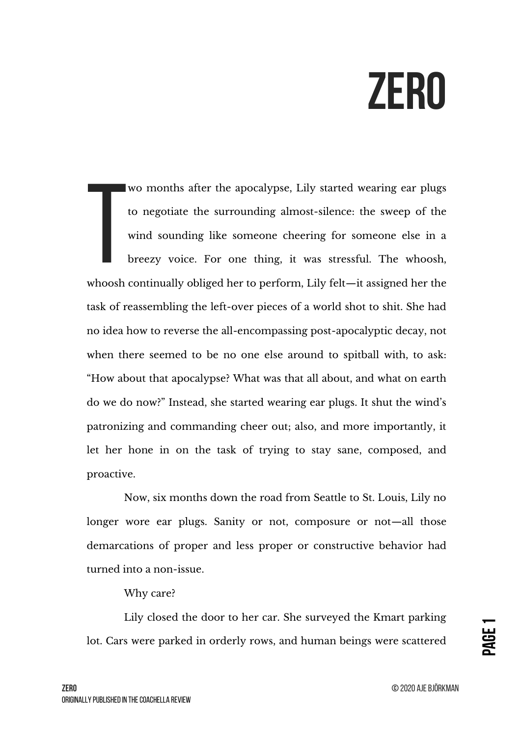# ZERO

Two months after the apocalypse, Lily started wearing ear plugs to negotiate the surrounding almost-silence: the sweep of the wind sounding like someone cheering for someone else in a breezy voice. For one thing, it was stressful. The whoosh, whoosh continually obliged her to perform, Lily felt—it assigned her the task of reassembling the left-over pieces of a world shot to shit. She had no idea how to reverse the all-encompassing post-apocalyptic decay, not when there seemed to be no one else around to spitball with, to ask: "How about that apocalypse? What was that all about, and what on earth do we do now?" Instead, she started wearing ear plugs. It shut the wind's patronizing and commanding cheer out; also, and more importantly, it let her hone in on the task of trying to stay sane, composed, and proactive.

Now, six months down the road from Seattle to St. Louis, Lily no longer wore ear plugs. Sanity or not, composure or not—all those demarcations of proper and less proper or constructive behavior had turned into a non-issue.

Why care?

Lily closed the door to her car. She surveyed the Kmart parking lot. Cars were parked in orderly rows, and human beings were scattered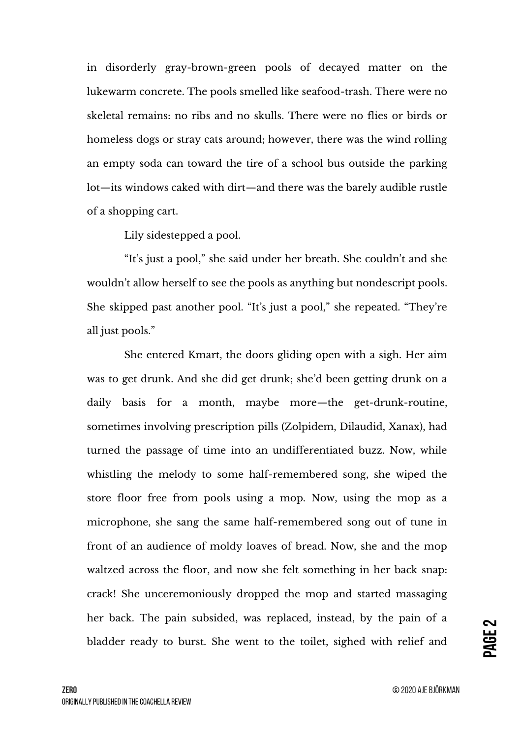in disorderly gray-brown-green pools of decayed matter on the lukewarm concrete. The pools smelled like seafood-trash. There were no skeletal remains: no ribs and no skulls. There were no flies or birds or homeless dogs or stray cats around; however, there was the wind rolling an empty soda can toward the tire of a school bus outside the parking lot—its windows caked with dirt—and there was the barely audible rustle of a shopping cart.

Lily sidestepped a pool.

"It's just a pool," she said under her breath. She couldn't and she wouldn't allow herself to see the pools as anything but nondescript pools. She skipped past another pool. "It's just a pool," she repeated. "They're all just pools."

She entered Kmart, the doors gliding open with a sigh. Her aim was to get drunk. And she did get drunk; she'd been getting drunk on a daily basis for a month, maybe more—the get-drunk-routine, sometimes involving prescription pills (Zolpidem, Dilaudid, Xanax), had turned the passage of time into an undifferentiated buzz. Now, while whistling the melody to some half-remembered song, she wiped the store floor free from pools using a mop. Now, using the mop as a microphone, she sang the same half-remembered song out of tune in front of an audience of moldy loaves of bread. Now, she and the mop waltzed across the floor, and now she felt something in her back snap: crack! She unceremoniously dropped the mop and started massaging her back. The pain subsided, was replaced, instead, by the pain of a bladder ready to burst. She went to the toilet, sighed with relief and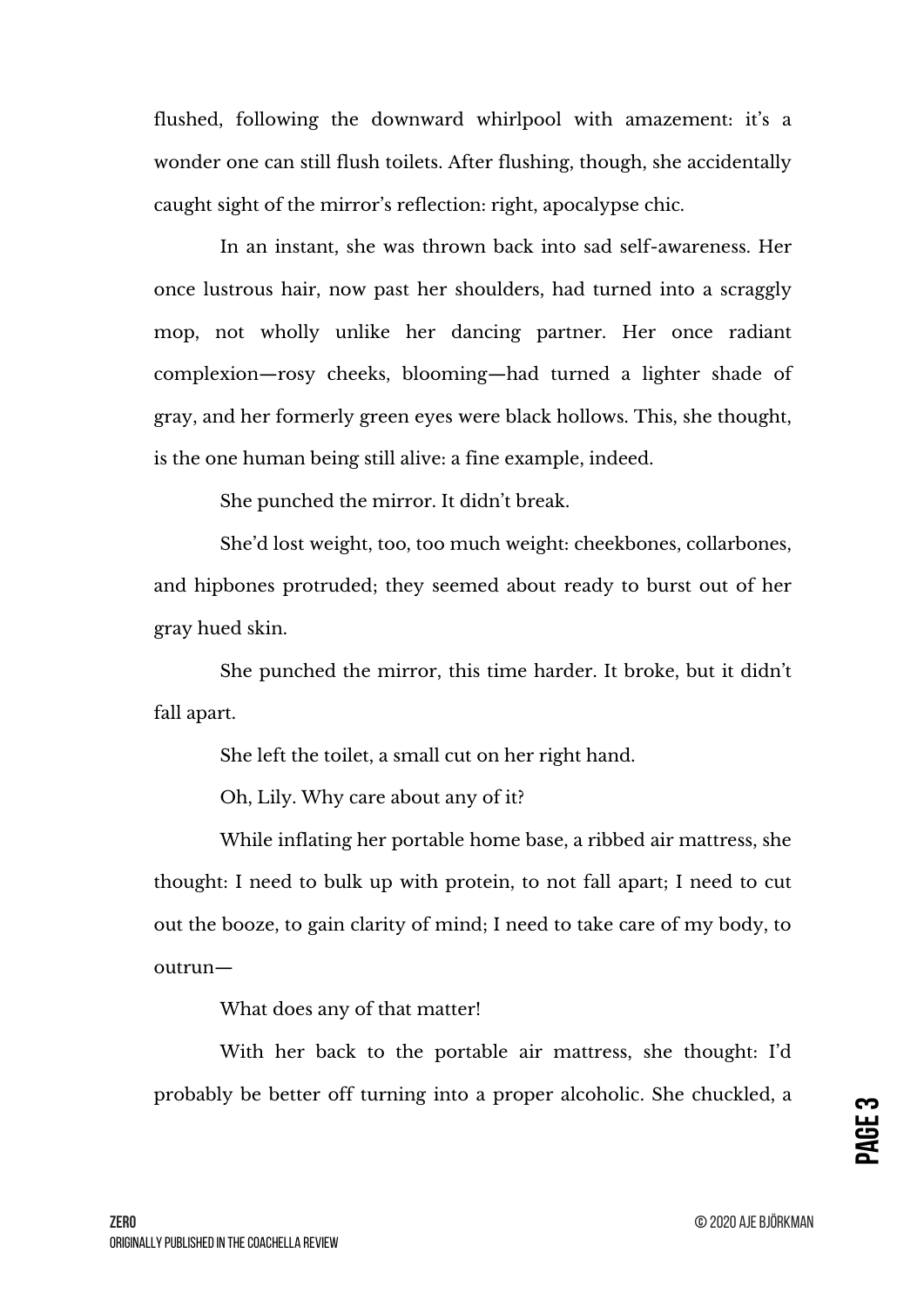flushed, following the downward whirlpool with amazement: it's a wonder one can still flush toilets. After flushing, though, she accidentally caught sight of the mirror's reflection: right, apocalypse chic.

In an instant, she was thrown back into sad self-awareness. Her once lustrous hair, now past her shoulders, had turned into a scraggly mop, not wholly unlike her dancing partner. Her once radiant complexion—rosy cheeks, blooming—had turned a lighter shade of gray, and her formerly green eyes were black hollows. This, she thought, is the one human being still alive: a fine example, indeed.

She punched the mirror. It didn't break.

She'd lost weight, too, too much weight: cheekbones, collarbones, and hipbones protruded; they seemed about ready to burst out of her gray hued skin.

She punched the mirror, this time harder. It broke, but it didn't fall apart.

She left the toilet, a small cut on her right hand.

Oh, Lily. Why care about any of it?

While inflating her portable home base, a ribbed air mattress, she thought: I need to bulk up with protein, to not fall apart; I need to cut out the booze, to gain clarity of mind; I need to take care of my body, to outrun—

What does any of that matter!

With her back to the portable air mattress, she thought: I'd probably be better off turning into a proper alcoholic. She chuckled, a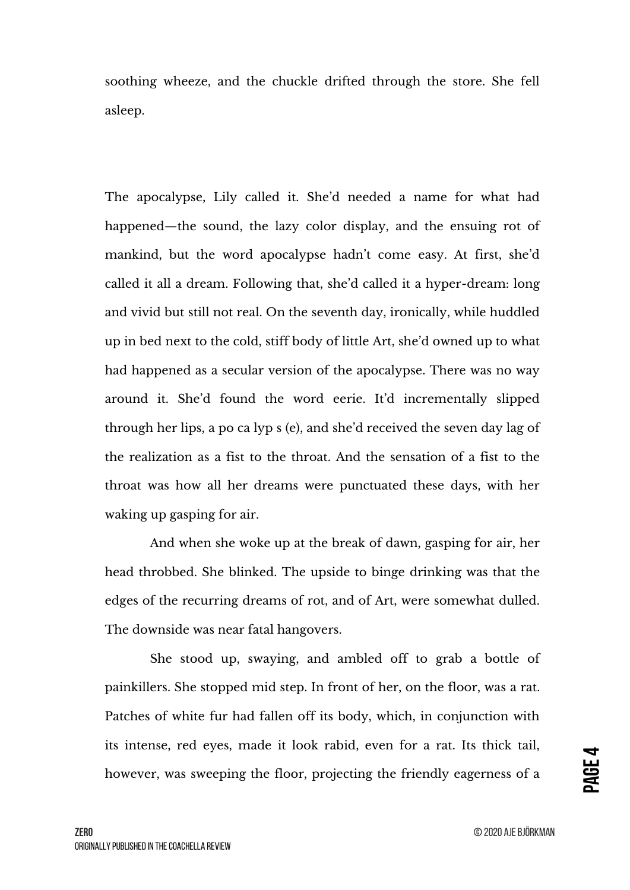soothing wheeze, and the chuckle drifted through the store. She fell asleep.

The apocalypse, Lily called it. She'd needed a name for what had happened—the sound, the lazy color display, and the ensuing rot of mankind, but the word apocalypse hadn't come easy. At first, she'd called it all a dream. Following that, she'd called it a hyper-dream: long and vivid but still not real. On the seventh day, ironically, while huddled up in bed next to the cold, stiff body of little Art, she'd owned up to what had happened as a secular version of the apocalypse. There was no way around it. She'd found the word eerie. It'd incrementally slipped through her lips, a po ca lyp s (e), and she'd received the seven day lag of the realization as a fist to the throat. And the sensation of a fist to the throat was how all her dreams were punctuated these days, with her waking up gasping for air.

And when she woke up at the break of dawn, gasping for air, her head throbbed. She blinked. The upside to binge drinking was that the edges of the recurring dreams of rot, and of Art, were somewhat dulled. The downside was near fatal hangovers.

She stood up, swaying, and ambled off to grab a bottle of painkillers. She stopped mid step. In front of her, on the floor, was a rat. Patches of white fur had fallen off its body, which, in conjunction with its intense, red eyes, made it look rabid, even for a rat. Its thick tail, however, was sweeping the floor, projecting the friendly eagerness of a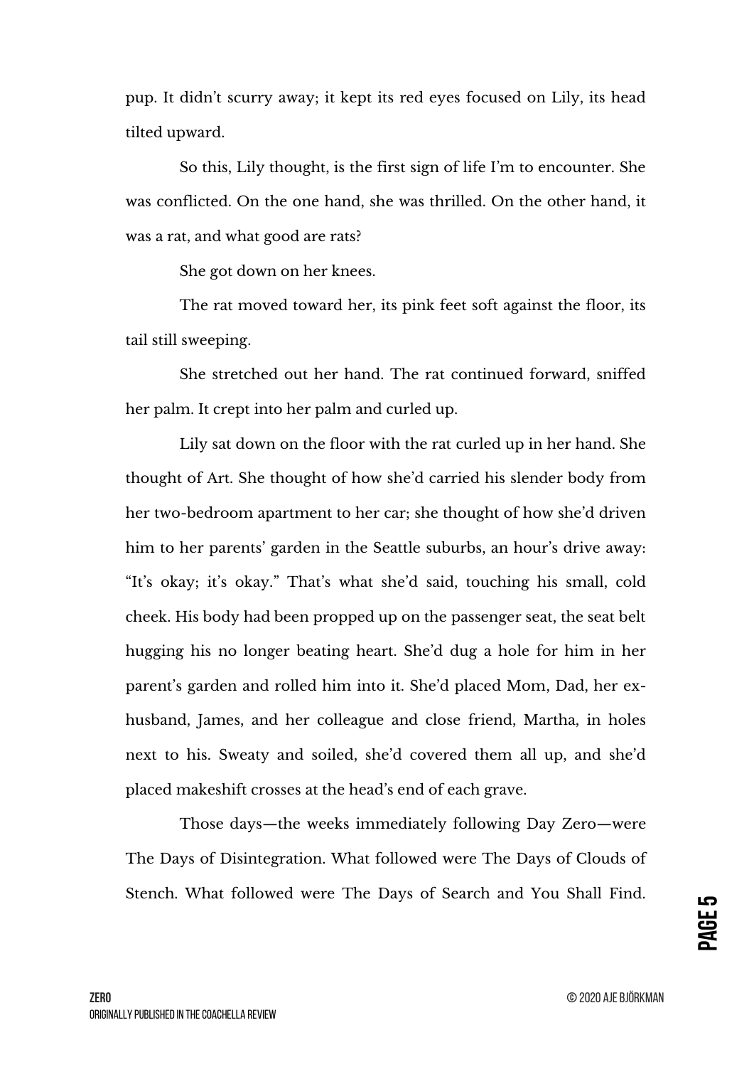pup. It didn't scurry away; it kept its red eyes focused on Lily, its head tilted upward.

So this, Lily thought, is the first sign of life I'm to encounter. She was conflicted. On the one hand, she was thrilled. On the other hand, it was a rat, and what good are rats?

She got down on her knees.

The rat moved toward her, its pink feet soft against the floor, its tail still sweeping.

She stretched out her hand. The rat continued forward, sniffed her palm. It crept into her palm and curled up.

Lily sat down on the floor with the rat curled up in her hand. She thought of Art. She thought of how she'd carried his slender body from her two-bedroom apartment to her car; she thought of how she'd driven him to her parents' garden in the Seattle suburbs, an hour's drive away: "It's okay; it's okay." That's what she'd said, touching his small, cold cheek. His body had been propped up on the passenger seat, the seat belt hugging his no longer beating heart. She'd dug a hole for him in her parent's garden and rolled him into it. She'd placed Mom, Dad, her ex-husband, James, and her colleague and close friend, Martha, in holes next to his. Sweaty and soiled, she'd covered them all up, and she'd placed makeshift crosses at the head's end of each grave.

Those days—the weeks immediately following Day Zero—were The Days of Disintegration. What followed were The Days of Clouds of Stench. What followed were The Days of Search and You Shall Find.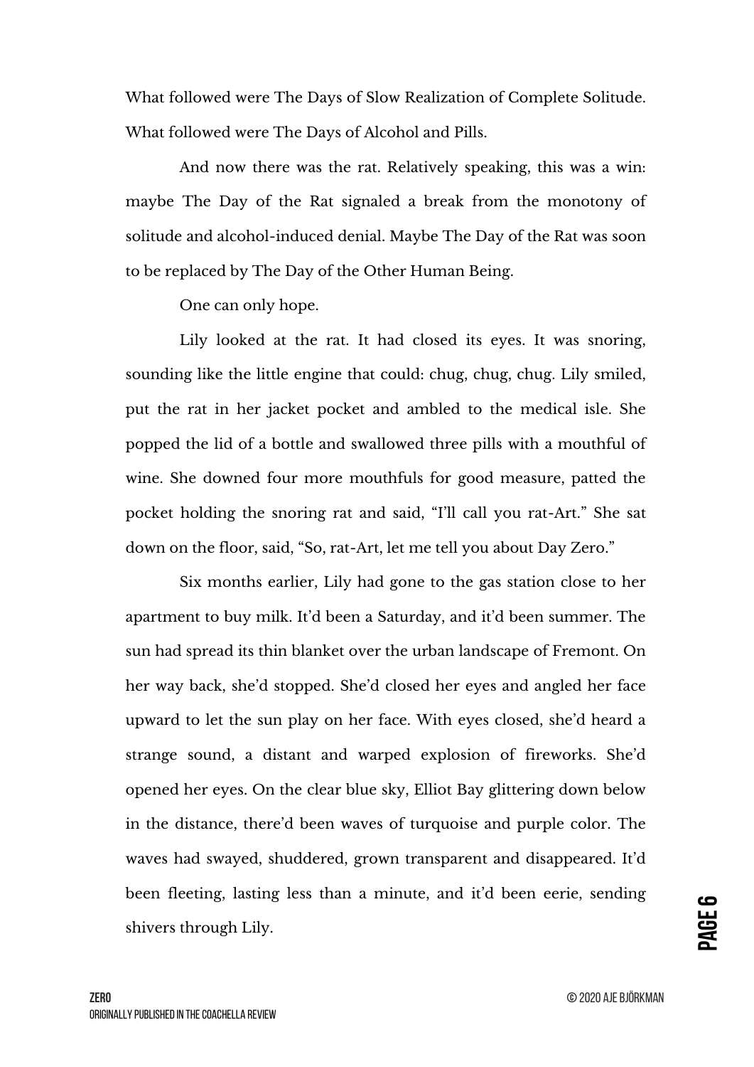What followed were The Days of Slow Realization of Complete Solitude. What followed were The Days of Alcohol and Pills.

And now there was the rat. Relatively speaking, this was a win: maybe The Day of the Rat signaled a break from the monotony of solitude and alcohol-induced denial. Maybe The Day of the Rat was soon to be replaced by The Day of the Other Human Being.

One can only hope.

Lily looked at the rat. It had closed its eyes. It was snoring, sounding like the little engine that could: chug, chug, chug. Lily smiled, put the rat in her jacket pocket and ambled to the medical isle. She popped the lid of a bottle and swallowed three pills with a mouthful of wine. She downed four more mouthfuls for good measure, patted the pocket holding the snoring rat and said, "I'll call you rat-Art." She sat down on the floor, said, "So, rat-Art, let me tell you about Day Zero."

Six months earlier, Lily had gone to the gas station close to her apartment to buy milk. It'd been a Saturday, and it'd been summer. The sun had spread its thin blanket over the urban landscape of Fremont. On her way back, she'd stopped. She'd closed her eyes and angled her face upward to let the sun play on her face. With eyes closed, she'd heard a strange sound, a distant and warped explosion of fireworks. She'd opened her eyes. On the clear blue sky, Elliot Bay glittering down below in the distance, there'd been waves of turquoise and purple color. The waves had swayed, shuddered, grown transparent and disappeared. It'd been fleeting, lasting less than a minute, and it'd been eerie, sending shivers through Lily.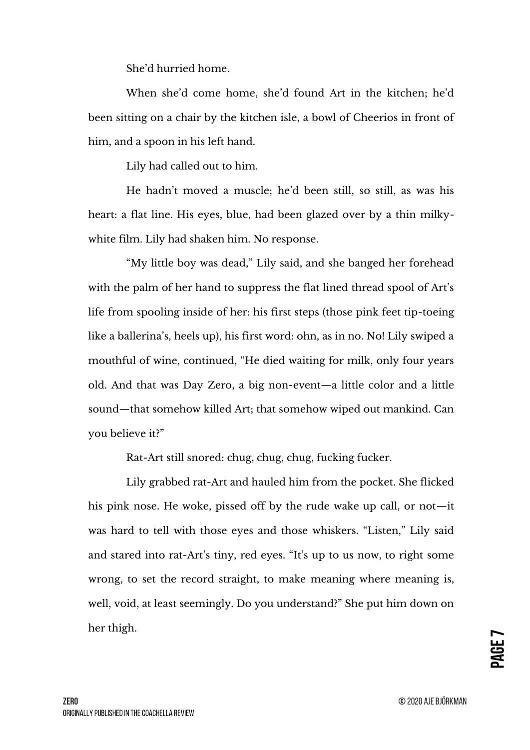She'd hurried home.

When she'd come home, she'd found Art in the kitchen; he'd been sitting on a chair by the kitchen isle, a bowl of Cheerios in front of him, and a spoon in his left hand.

Lily had called out to him.

He hadn't moved a muscle; he'd been still, so still, as was his heart: a flat line. His eyes, blue, had been glazed over by a thin milky-white film. Lily had shaken him. No response.

"My little boy was dead," Lily said, and she banged her forehead with the palm of her hand to suppress the flat lined thread spool of Art's life from spooling inside of her: his first steps (those pink feet tip-toeing like a ballerina's, heels up), his first word: ohn, as in no. No! Lily swiped a mouthful of wine, continued, "He died waiting for milk, only four years old. And that was Day Zero, a big non-event—a little color and a little sound—that somehow killed Art; that somehow wiped out mankind. Can you believe it?"

Rat-Art still snored: chug, chug, chug, fucking fucker.

Lily grabbed rat-Art and hauled him from the pocket. She flicked his pink nose. He woke, pissed off by the rude wake up call, or not—it was hard to tell with those eyes and those whiskers. "Listen," Lily said and stared into rat-Art's tiny, red eyes. "It's up to us now, to right some wrong, to set the record straight, to make meaning where meaning is, well, void, at least seemingly. Do you understand?" She put him down on her thigh.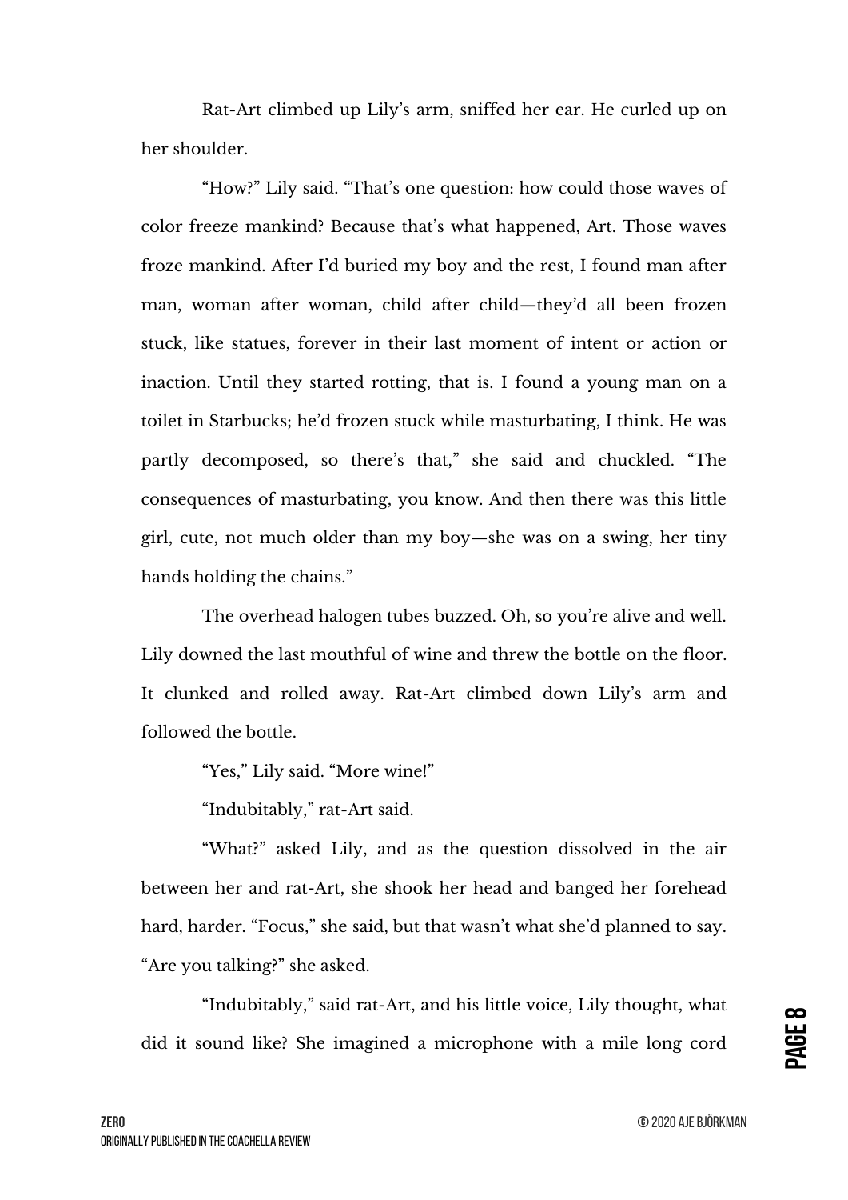Rat-Art climbed up Lily's arm, sniffed her ear. He curled up on her shoulder.

"How?" Lily said. "That's one question: how could those waves of color freeze mankind? Because that's what happened, Art. Those waves froze mankind. After I'd buried my boy and the rest, I found man after man, woman after woman, child after child—they'd all been frozen stuck, like statues, forever in their last moment of intent or action or inaction. Until they started rotting, that is. I found a young man on a toilet in Starbucks; he'd frozen stuck while masturbating, I think. He was partly decomposed, so there's that," she said and chuckled. "The consequences of masturbating, you know. And then there was this little girl, cute, not much older than my boy—she was on a swing, her tiny hands holding the chains."

The overhead halogen tubes buzzed. Oh, so you're alive and well. Lily downed the last mouthful of wine and threw the bottle on the floor. It clunked and rolled away. Rat-Art climbed down Lily's arm and followed the bottle.

"Yes," Lily said. "More wine!"

"Indubitably," rat-Art said.

"What?" asked Lily, and as the question dissolved in the air between her and rat-Art, she shook her head and banged her forehead hard, harder. "Focus," she said, but that wasn't what she'd planned to say. "Are you talking?" she asked.

"Indubitably," said rat-Art, and his little voice, Lily thought, what did it sound like? She imagined a microphone with a mile long cord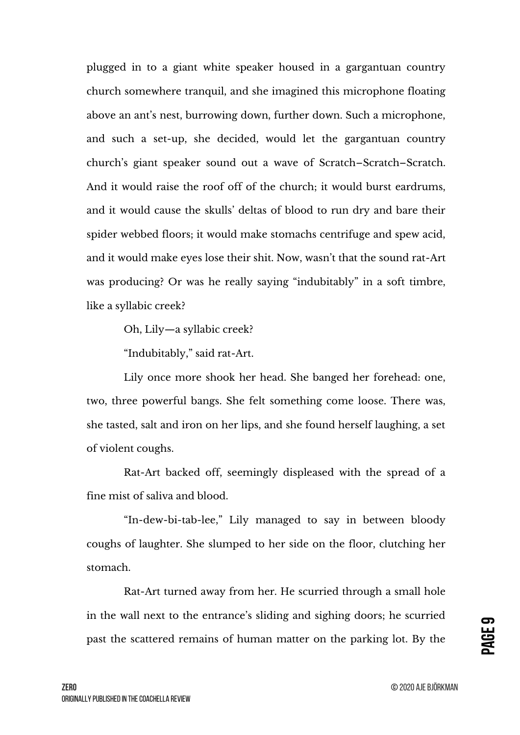plugged in to a giant white speaker housed in a gargantuan country church somewhere tranquil, and she imagined this microphone floating above an ant's nest, burrowing down, further down. Such a microphone, and such a set-up, she decided, would let the gargantuan country church's giant speaker sound out a wave of Scratch–Scratch–Scratch. And it would raise the roof off of the church; it would burst eardrums, and it would cause the skulls' deltas of blood to run dry and bare their spider webbed floors; it would make stomachs centrifuge and spew acid, and it would make eyes lose their shit. Now, wasn't that the sound rat-Art was producing? Or was he really saying "indubitably" in a soft timbre, like a syllabic creek?

Oh, Lily—a syllabic creek?

"Indubitably," said rat-Art.

Lily once more shook her head. She banged her forehead: one, two, three powerful bangs. She felt something come loose. There was, she tasted, salt and iron on her lips, and she found herself laughing, a set of violent coughs.

Rat-Art backed off, seemingly displeased with the spread of a fine mist of saliva and blood.

"In-dew-bi-tab-lee," Lily managed to say in between bloody coughs of laughter. She slumped to her side on the floor, clutching her stomach.

Rat-Art turned away from her. He scurried through a small hole in the wall next to the entrance's sliding and sighing doors; he scurried past the scattered remains of human matter on the parking lot. By the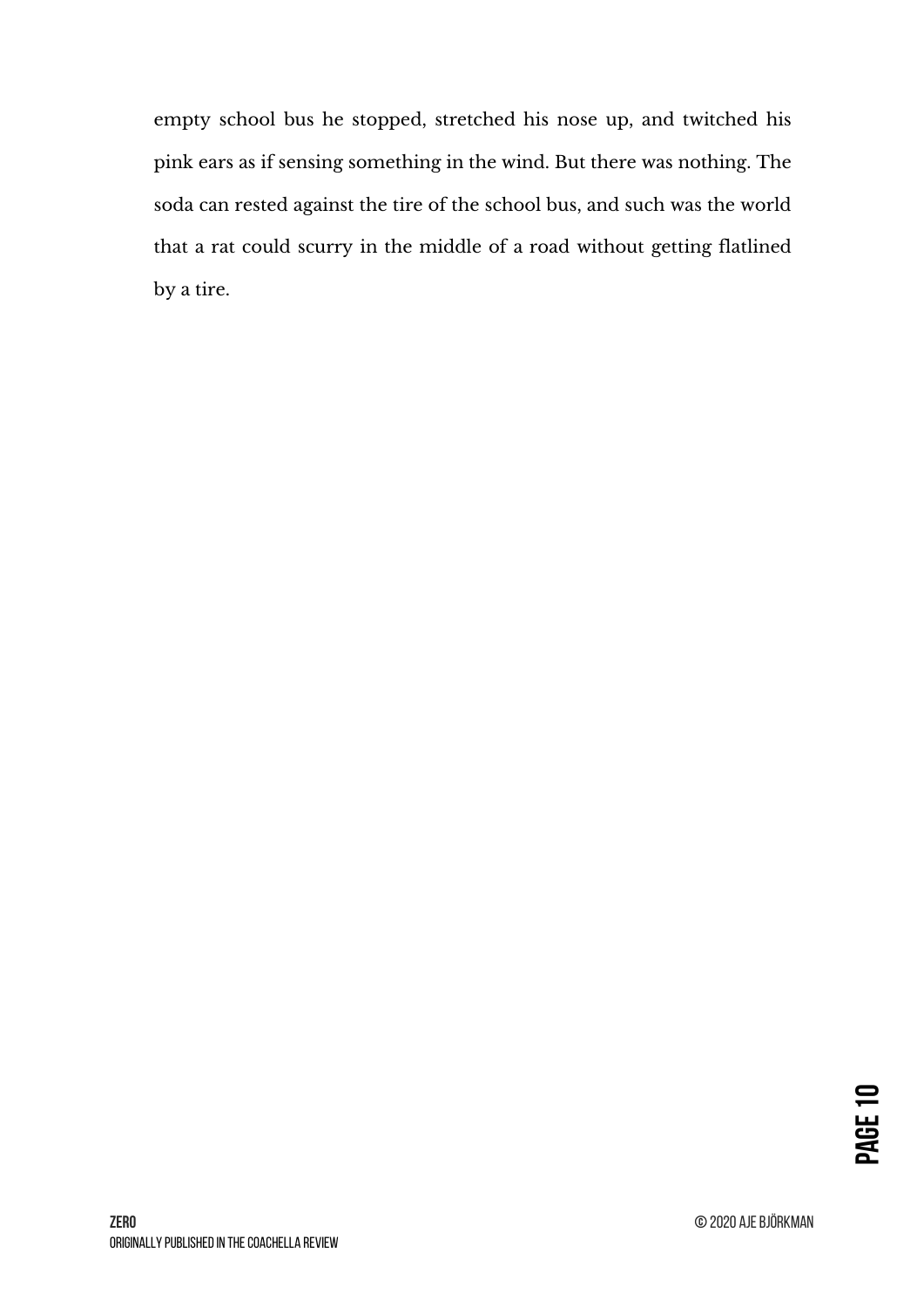empty school bus he stopped, stretched his nose up, and twitched his pink ears as if sensing something in the wind. But there was nothing. The soda can rested against the tire of the school bus, and such was the world that a rat could scurry in the middle of a road without getting flatlined by a tire.